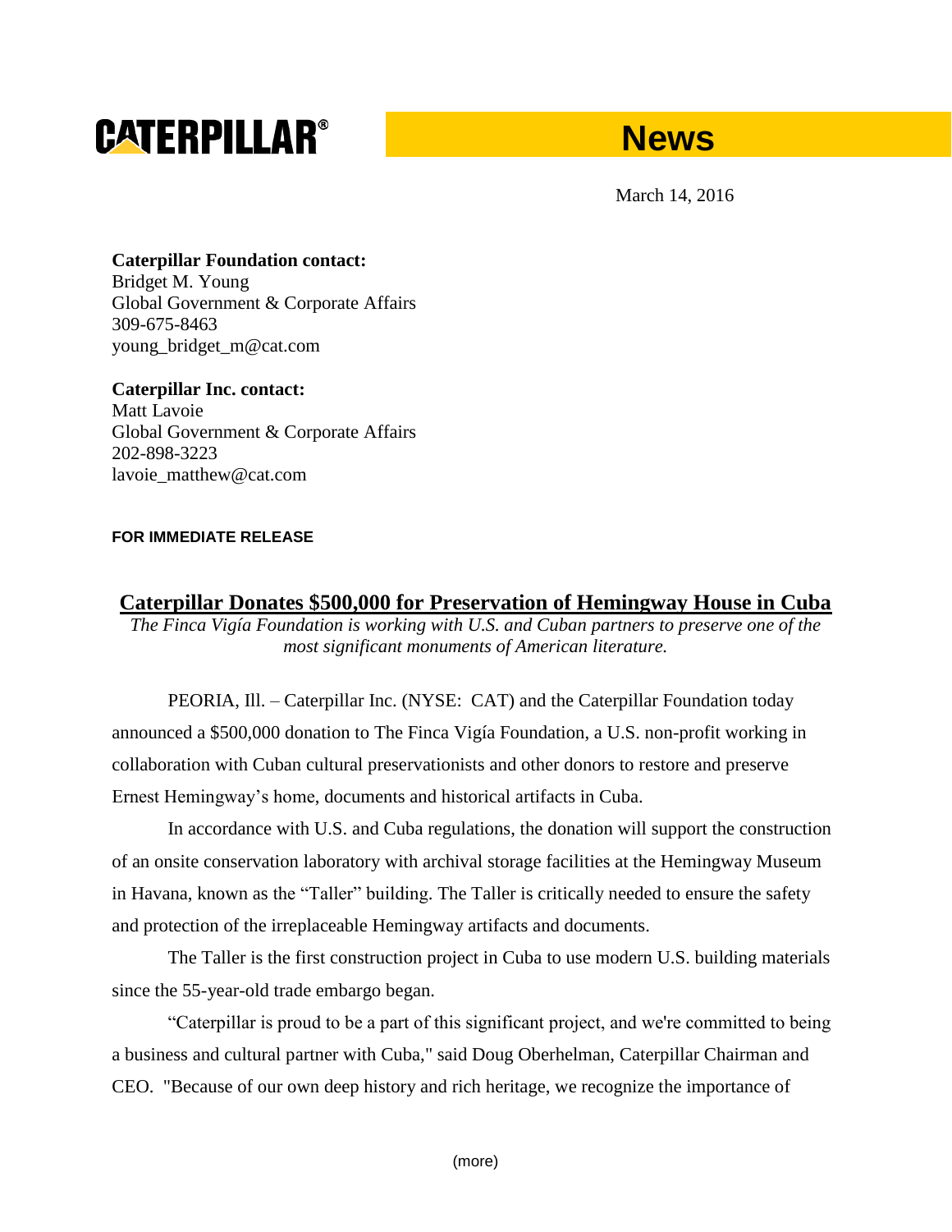**CATERPILLAR®** **News**

March 14, 2016

**Caterpillar Foundation contact:**
Bridget M. Young
Global Government & Corporate Affairs
309-675-8463
young_bridget_m@cat.com

**Caterpillar Inc. contact:**
Matt Lavoie
Global Government & Corporate Affairs
202-898-3223
lavoie_matthew@cat.com

**FOR IMMEDIATE RELEASE**

# Caterpillar Donates $500,000 for Preservation of Hemingway House in Cuba

*The Finca Vigía Foundation is working with U.S. and Cuban partners to preserve one of the most significant monuments of American literature.*

PEORIA, Ill. – Caterpillar Inc. (NYSE: CAT) and the Caterpillar Foundation today announced a $500,000 donation to The Finca Vigía Foundation, a U.S. non-profit working in collaboration with Cuban cultural preservationists and other donors to restore and preserve Ernest Hemingway's home, documents and historical artifacts in Cuba.

In accordance with U.S. and Cuba regulations, the donation will support the construction of an onsite conservation laboratory with archival storage facilities at the Hemingway Museum in Havana, known as the "Taller" building. The Taller is critically needed to ensure the safety and protection of the irreplaceable Hemingway artifacts and documents.

The Taller is the first construction project in Cuba to use modern U.S. building materials since the 55-year-old trade embargo began.

"Caterpillar is proud to be a part of this significant project, and we're committed to being a business and cultural partner with Cuba," said Doug Oberhelman, Caterpillar Chairman and CEO. "Because of our own deep history and rich heritage, we recognize the importance of

(more)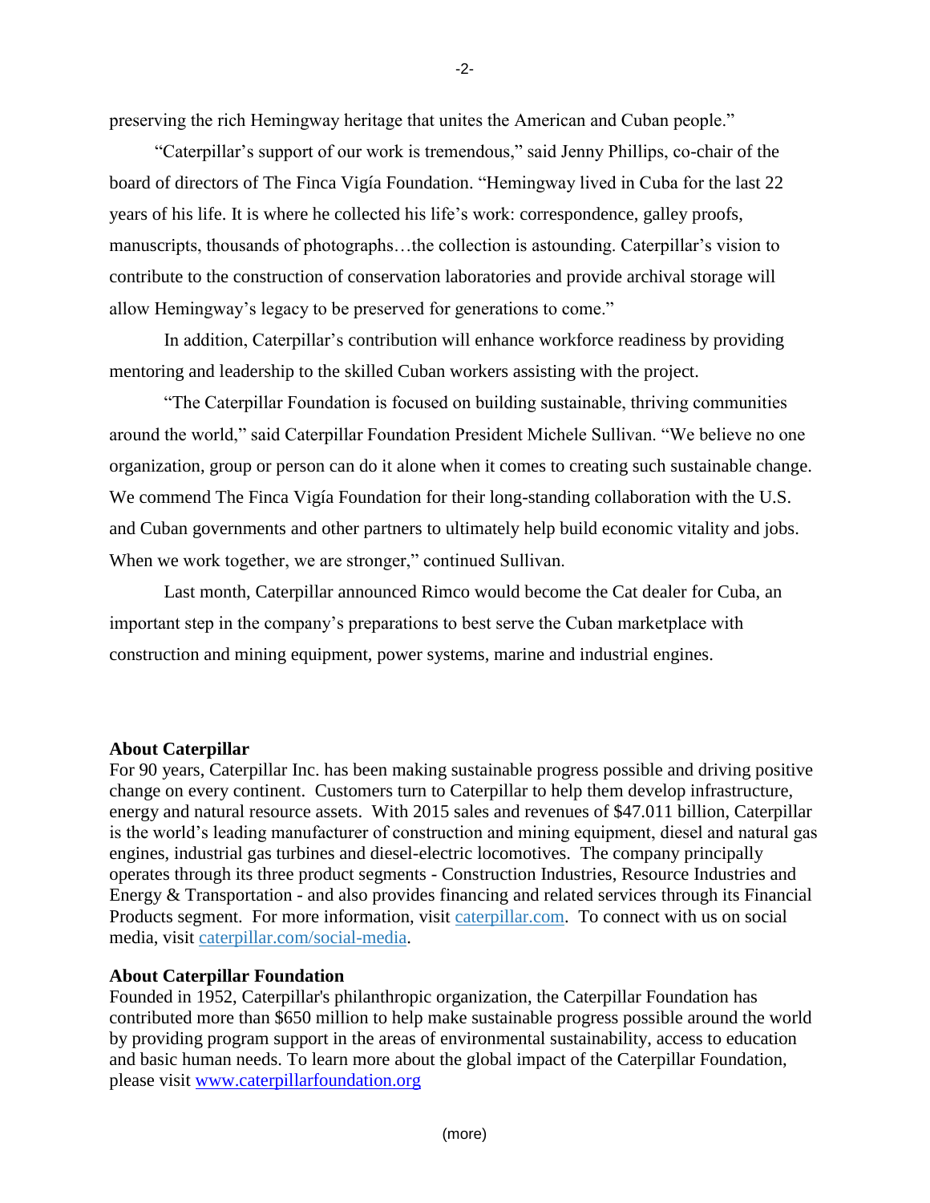preserving the rich Hemingway heritage that unites the American and Cuban people."

"Caterpillar's support of our work is tremendous," said Jenny Phillips, co-chair of the board of directors of The Finca Vigía Foundation. "Hemingway lived in Cuba for the last 22 years of his life. It is where he collected his life's work: correspondence, galley proofs, manuscripts, thousands of photographs…the collection is astounding. Caterpillar's vision to contribute to the construction of conservation laboratories and provide archival storage will allow Hemingway's legacy to be preserved for generations to come."

In addition, Caterpillar's contribution will enhance workforce readiness by providing mentoring and leadership to the skilled Cuban workers assisting with the project.

"The Caterpillar Foundation is focused on building sustainable, thriving communities around the world," said Caterpillar Foundation President Michele Sullivan. "We believe no one organization, group or person can do it alone when it comes to creating such sustainable change. We commend The Finca Vigía Foundation for their long-standing collaboration with the U.S. and Cuban governments and other partners to ultimately help build economic vitality and jobs. When we work together, we are stronger," continued Sullivan.

Last month, Caterpillar announced Rimco would become the Cat dealer for Cuba, an important step in the company's preparations to best serve the Cuban marketplace with construction and mining equipment, power systems, marine and industrial engines.

**About Caterpillar**

For 90 years, Caterpillar Inc. has been making sustainable progress possible and driving positive change on every continent. Customers turn to Caterpillar to help them develop infrastructure, energy and natural resource assets. With 2015 sales and revenues of $47.011 billion, Caterpillar is the world's leading manufacturer of construction and mining equipment, diesel and natural gas engines, industrial gas turbines and diesel-electric locomotives. The company principally operates through its three product segments - Construction Industries, Resource Industries and Energy & Transportation - and also provides financing and related services through its Financial Products segment. For more information, visit caterpillar.com. To connect with us on social media, visit caterpillar.com/social-media.

**About Caterpillar Foundation**

Founded in 1952, Caterpillar's philanthropic organization, the Caterpillar Foundation has contributed more than $650 million to help make sustainable progress possible around the world by providing program support in the areas of environmental sustainability, access to education and basic human needs. To learn more about the global impact of the Caterpillar Foundation, please visit www.caterpillarfoundation.org

(more)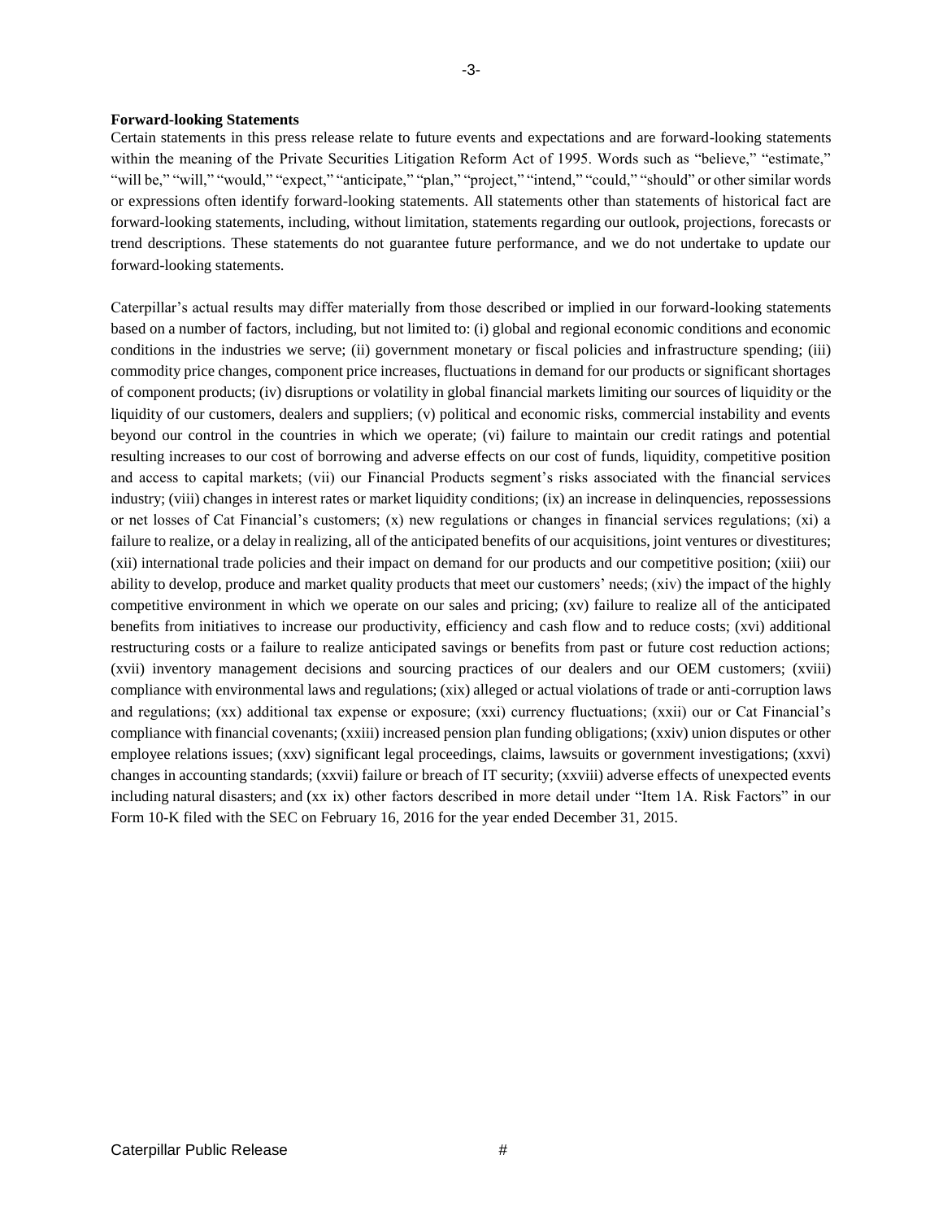**Forward-looking Statements**

Certain statements in this press release relate to future events and expectations and are forward-looking statements within the meaning of the Private Securities Litigation Reform Act of 1995. Words such as "believe," "estimate," "will be," "will," "would," "expect," "anticipate," "plan," "project," "intend," "could," "should" or other similar words or expressions often identify forward-looking statements. All statements other than statements of historical fact are forward-looking statements, including, without limitation, statements regarding our outlook, projections, forecasts or trend descriptions. These statements do not guarantee future performance, and we do not undertake to update our forward-looking statements.

Caterpillar's actual results may differ materially from those described or implied in our forward-looking statements based on a number of factors, including, but not limited to: (i) global and regional economic conditions and economic conditions in the industries we serve; (ii) government monetary or fiscal policies and infrastructure spending; (iii) commodity price changes, component price increases, fluctuations in demand for our products or significant shortages of component products; (iv) disruptions or volatility in global financial markets limiting our sources of liquidity or the liquidity of our customers, dealers and suppliers; (v) political and economic risks, commercial instability and events beyond our control in the countries in which we operate; (vi) failure to maintain our credit ratings and potential resulting increases to our cost of borrowing and adverse effects on our cost of funds, liquidity, competitive position and access to capital markets; (vii) our Financial Products segment's risks associated with the financial services industry; (viii) changes in interest rates or market liquidity conditions; (ix) an increase in delinquencies, repossessions or net losses of Cat Financial's customers; (x) new regulations or changes in financial services regulations; (xi) a failure to realize, or a delay in realizing, all of the anticipated benefits of our acquisitions, joint ventures or divestitures; (xii) international trade policies and their impact on demand for our products and our competitive position; (xiii) our ability to develop, produce and market quality products that meet our customers' needs; (xiv) the impact of the highly competitive environment in which we operate on our sales and pricing; (xv) failure to realize all of the anticipated benefits from initiatives to increase our productivity, efficiency and cash flow and to reduce costs; (xvi) additional restructuring costs or a failure to realize anticipated savings or benefits from past or future cost reduction actions; (xvii) inventory management decisions and sourcing practices of our dealers and our OEM customers; (xviii) compliance with environmental laws and regulations; (xix) alleged or actual violations of trade or anti-corruption laws and regulations; (xx) additional tax expense or exposure; (xxi) currency fluctuations; (xxii) our or Cat Financial's compliance with financial covenants; (xxiii) increased pension plan funding obligations; (xxiv) union disputes or other employee relations issues; (xxv) significant legal proceedings, claims, lawsuits or government investigations; (xxvi) changes in accounting standards; (xxvii) failure or breach of IT security; (xxviii) adverse effects of unexpected events including natural disasters; and (xx ix) other factors described in more detail under "Item 1A. Risk Factors" in our Form 10-K filed with the SEC on February 16, 2016 for the year ended December 31, 2015.

#